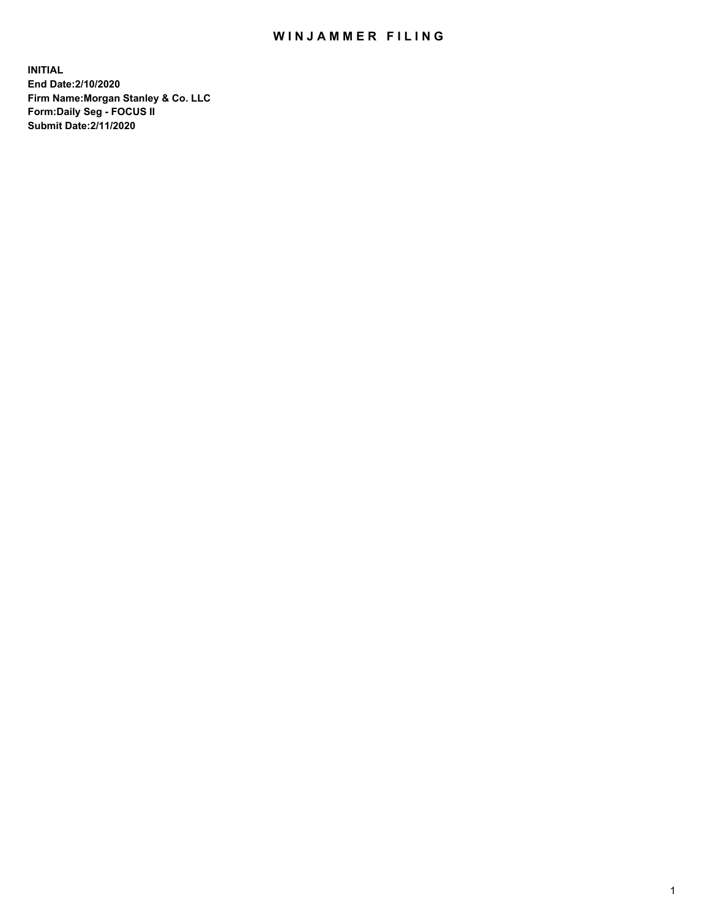# WINJAMMER FILING

**INITIAL**
**End Date:2/10/2020**
**Firm Name:Morgan Stanley & Co. LLC**
**Form:Daily Seg - FOCUS II**
**Submit Date:2/11/2020**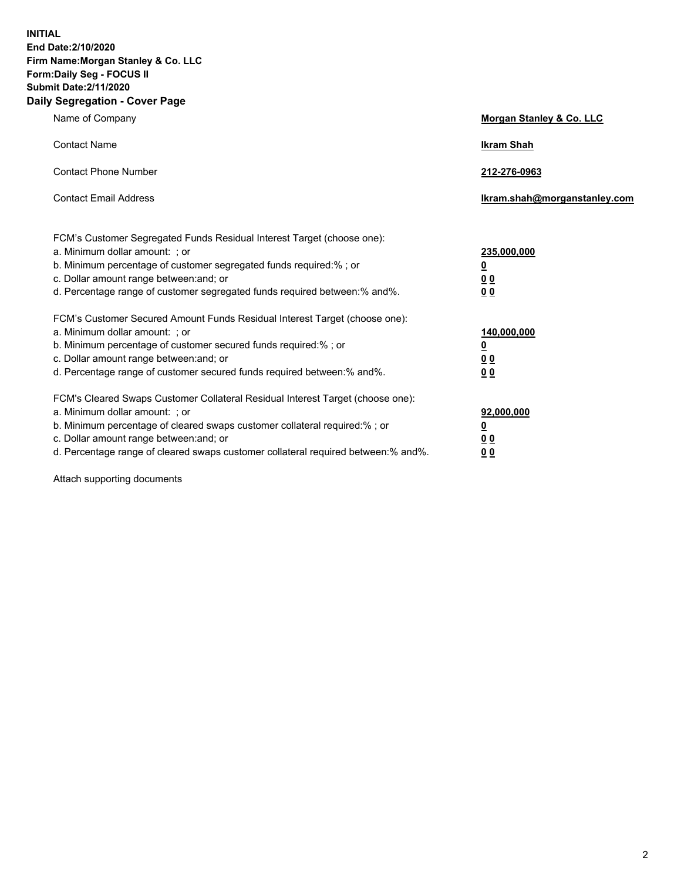**INITIAL**
**End Date:2/10/2020**
**Firm Name:Morgan Stanley & Co. LLC**
**Form:Daily Seg - FOCUS II**
**Submit Date:2/11/2020**
**Daily Segregation - Cover Page**

| | |
|---|---|
| Name of Company | **Morgan Stanley & Co. LLC** |
| Contact Name | **Ikram Shah** |
| Contact Phone Number | **212-276-0963** |
| Contact Email Address | **Ikram.shah@morganstanley.com** |

| | |
|---|---|
| FCM's Customer Segregated Funds Residual Interest Target (choose one): | |
| a. Minimum dollar amount: ; or | **235,000,000** |
| b. Minimum percentage of customer segregated funds required:% ; or | **0** |
| c. Dollar amount range between:and; or | **0 0** |
| d. Percentage range of customer segregated funds required between:% and%. | **0 0** |
| FCM's Customer Secured Amount Funds Residual Interest Target (choose one): | |
| a. Minimum dollar amount: ; or | **140,000,000** |
| b. Minimum percentage of customer secured funds required:% ; or | **0** |
| c. Dollar amount range between:and; or | **0 0** |
| d. Percentage range of customer secured funds required between:% and%. | **0 0** |
| FCM's Cleared Swaps Customer Collateral Residual Interest Target (choose one): | |
| a. Minimum dollar amount: ; or | **92,000,000** |
| b. Minimum percentage of cleared swaps customer collateral required:% ; or | **0** |
| c. Dollar amount range between:and; or | **0 0** |
| d. Percentage range of cleared swaps customer collateral required between:% and%. | **0 0** |

Attach supporting documents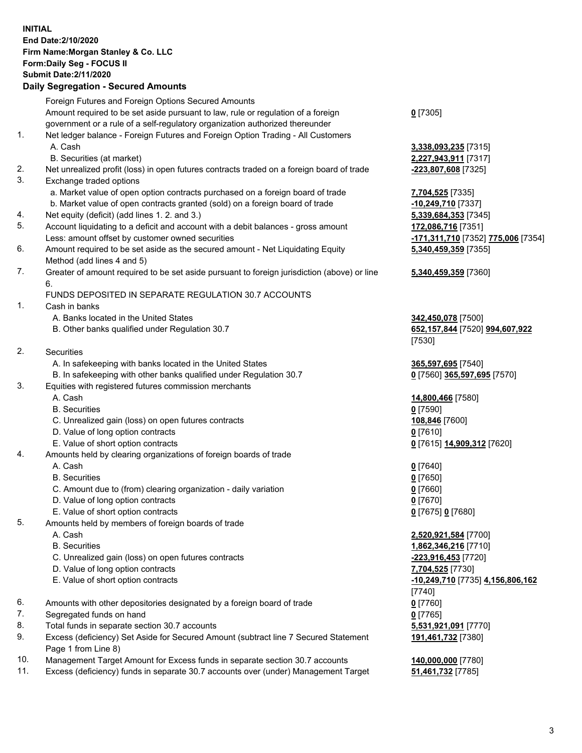**INITIAL**
**End Date:2/10/2020**
**Firm Name:Morgan Stanley & Co. LLC**
**Form:Daily Seg - FOCUS II**
**Submit Date:2/11/2020**

## Daily Segregation - Secured Amounts

| | | |
|---|---|---|
| | Foreign Futures and Foreign Options Secured Amounts | |
| | Amount required to be set aside pursuant to law, rule or regulation of a foreign government or a rule of a self-regulatory organization authorized thereunder | **0** [7305] |
| 1. | Net ledger balance - Foreign Futures and Foreign Option Trading - All Customers | |
| | A. Cash | **3,338,093,235** [7315] |
| | B. Securities (at market) | **2,227,943,911** [7317] |
| 2. | Net unrealized profit (loss) in open futures contracts traded on a foreign board of trade | **-223,807,608** [7325] |
| 3. | Exchange traded options | |
| | a. Market value of open option contracts purchased on a foreign board of trade | **7,704,525** [7335] |
| | b. Market value of open contracts granted (sold) on a foreign board of trade | **-10,249,710** [7337] |
| 4. | Net equity (deficit) (add lines 1. 2. and 3.) | **5,339,684,353** [7345] |
| 5. | Account liquidating to a deficit and account with a debit balances - gross amount | **172,086,716** [7351] |
| | Less: amount offset by customer owned securities | **-171,311,710** [7352] **775,006** [7354] |
| 6. | Amount required to be set aside as the secured amount - Net Liquidating Equity Method (add lines 4 and 5) | **5,340,459,359** [7355] |
| 7. | Greater of amount required to be set aside pursuant to foreign jurisdiction (above) or line 6. | **5,340,459,359** [7360] |
| | FUNDS DEPOSITED IN SEPARATE REGULATION 30.7 ACCOUNTS | |
| 1. | Cash in banks | |
| | A. Banks located in the United States | **342,450,078** [7500] |
| | B. Other banks qualified under Regulation 30.7 | **652,157,844** [7520] **994,607,922** [7530] |
| 2. | Securities | |
| | A. In safekeeping with banks located in the United States | **365,597,695** [7540] |
| | B. In safekeeping with other banks qualified under Regulation 30.7 | **0** [7560] **365,597,695** [7570] |
| 3. | Equities with registered futures commission merchants | |
| | A. Cash | **14,800,466** [7580] |
| | B. Securities | **0** [7590] |
| | C. Unrealized gain (loss) on open futures contracts | **108,846** [7600] |
| | D. Value of long option contracts | **0** [7610] |
| | E. Value of short option contracts | **0** [7615] **14,909,312** [7620] |
| 4. | Amounts held by clearing organizations of foreign boards of trade | |
| | A. Cash | **0** [7640] |
| | B. Securities | **0** [7650] |
| | C. Amount due to (from) clearing organization - daily variation | **0** [7660] |
| | D. Value of long option contracts | **0** [7670] |
| | E. Value of short option contracts | **0** [7675] **0** [7680] |
| 5. | Amounts held by members of foreign boards of trade | |
| | A. Cash | **2,520,921,584** [7700] |
| | B. Securities | **1,862,346,216** [7710] |
| | C. Unrealized gain (loss) on open futures contracts | **-223,916,453** [7720] |
| | D. Value of long option contracts | **7,704,525** [7730] |
| | E. Value of short option contracts | **-10,249,710** [7735] **4,156,806,162** [7740] |
| 6. | Amounts with other depositories designated by a foreign board of trade | **0** [7760] |
| 7. | Segregated funds on hand | **0** [7765] |
| 8. | Total funds in separate section 30.7 accounts | **5,531,921,091** [7770] |
| 9. | Excess (deficiency) Set Aside for Secured Amount (subtract line 7 Secured Statement Page 1 from Line 8) | **191,461,732** [7380] |
| 10. | Management Target Amount for Excess funds in separate section 30.7 accounts | **140,000,000** [7780] |
| 11. | Excess (deficiency) funds in separate 30.7 accounts over (under) Management Target | **51,461,732** [7785] |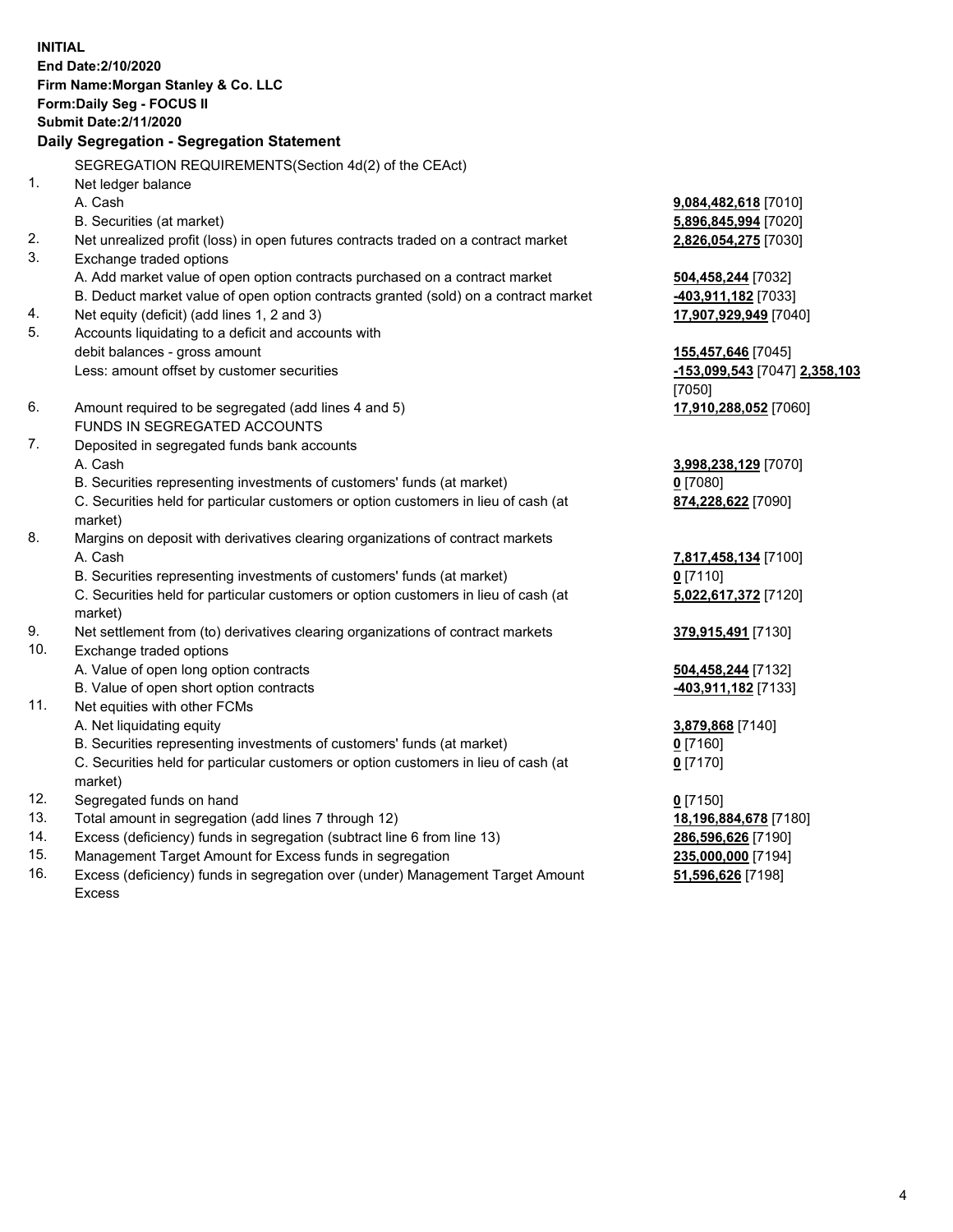**INITIAL**
**End Date:2/10/2020**
**Firm Name:Morgan Stanley & Co. LLC**
**Form:Daily Seg - FOCUS II**
**Submit Date:2/11/2020**

**Daily Segregation - Segregation Statement**

SEGREGATION REQUIREMENTS(Section 4d(2) of the CEAct)

| | | |
|---|---|---|
| 1. | Net ledger balance | |
| | A. Cash | **9,084,482,618** [7010] |
| | B. Securities (at market) | **5,896,845,994** [7020] |
| 2. | Net unrealized profit (loss) in open futures contracts traded on a contract market | **2,826,054,275** [7030] |
| 3. | Exchange traded options | |
| | A. Add market value of open option contracts purchased on a contract market | **504,458,244** [7032] |
| | B. Deduct market value of open option contracts granted (sold) on a contract market | **-403,911,182** [7033] |
| 4. | Net equity (deficit) (add lines 1, 2 and 3) | **17,907,929,949** [7040] |
| 5. | Accounts liquidating to a deficit and accounts with debit balances - gross amount | **155,457,646** [7045] |
| | Less: amount offset by customer securities | **-153,099,543** [7047] **2,358,103** [7050] |
| 6. | Amount required to be segregated (add lines 4 and 5) | **17,910,288,052** [7060] |
| | FUNDS IN SEGREGATED ACCOUNTS | |
| 7. | Deposited in segregated funds bank accounts | |
| | A. Cash | **3,998,238,129** [7070] |
| | B. Securities representing investments of customers' funds (at market) | **0** [7080] |
| | C. Securities held for particular customers or option customers in lieu of cash (at market) | **874,228,622** [7090] |
| 8. | Margins on deposit with derivatives clearing organizations of contract markets | |
| | A. Cash | **7,817,458,134** [7100] |
| | B. Securities representing investments of customers' funds (at market) | **0** [7110] |
| | C. Securities held for particular customers or option customers in lieu of cash (at market) | **5,022,617,372** [7120] |
| 9. | Net settlement from (to) derivatives clearing organizations of contract markets | **379,915,491** [7130] |
| 10. | Exchange traded options | |
| | A. Value of open long option contracts | **504,458,244** [7132] |
| | B. Value of open short option contracts | **-403,911,182** [7133] |
| 11. | Net equities with other FCMs | |
| | A. Net liquidating equity | **3,879,868** [7140] |
| | B. Securities representing investments of customers' funds (at market) | **0** [7160] |
| | C. Securities held for particular customers or option customers in lieu of cash (at market) | **0** [7170] |
| 12. | Segregated funds on hand | **0** [7150] |
| 13. | Total amount in segregation (add lines 7 through 12) | **18,196,884,678** [7180] |
| 14. | Excess (deficiency) funds in segregation (subtract line 6 from line 13) | **286,596,626** [7190] |
| 15. | Management Target Amount for Excess funds in segregation | **235,000,000** [7194] |
| 16. | Excess (deficiency) funds in segregation over (under) Management Target Amount Excess | **51,596,626** [7198] |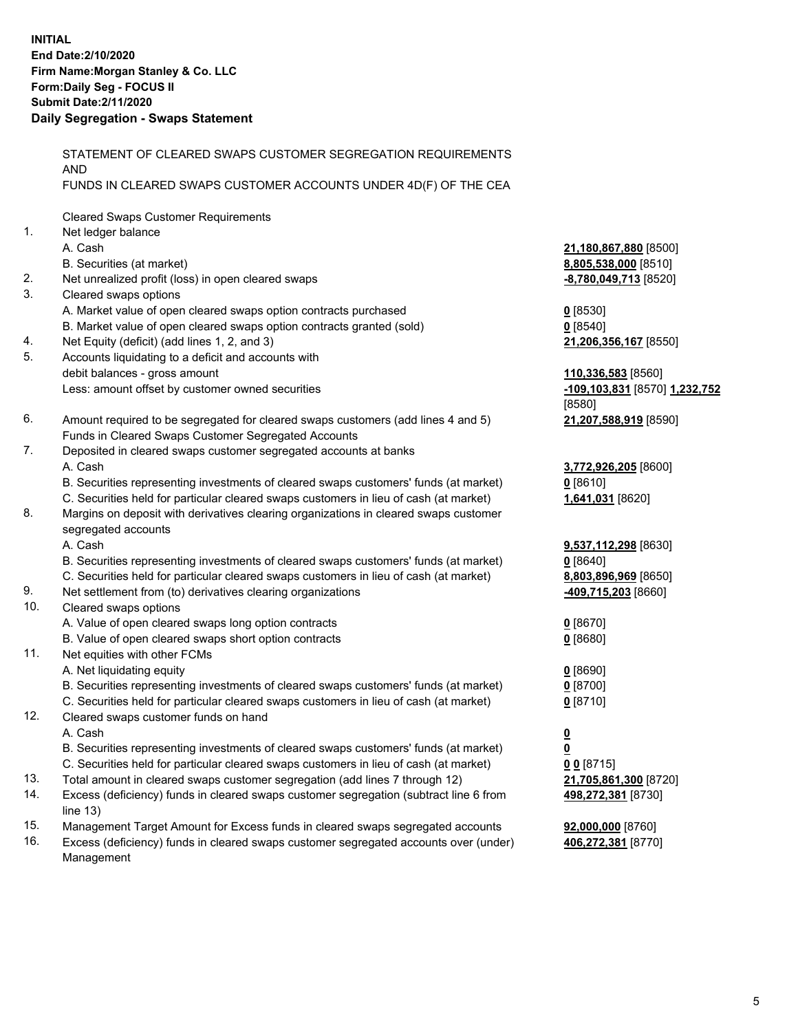**INITIAL**
**End Date:2/10/2020**
**Firm Name:Morgan Stanley & Co. LLC**
**Form:Daily Seg - FOCUS II**
**Submit Date:2/11/2020**
**Daily Segregation - Swaps Statement**

STATEMENT OF CLEARED SWAPS CUSTOMER SEGREGATION REQUIREMENTS AND FUNDS IN CLEARED SWAPS CUSTOMER ACCOUNTS UNDER 4D(F) OF THE CEA

| | | |
|---|---|---|
| | Cleared Swaps Customer Requirements | |
| 1. | Net ledger balance | |
| | A. Cash | **21,180,867,880** [8500] |
| | B. Securities (at market) | **8,805,538,000** [8510] |
| 2. | Net unrealized profit (loss) in open cleared swaps | **-8,780,049,713** [8520] |
| 3. | Cleared swaps options | |
| | A. Market value of open cleared swaps option contracts purchased | **0** [8530] |
| | B. Market value of open cleared swaps option contracts granted (sold) | **0** [8540] |
| 4. | Net Equity (deficit) (add lines 1, 2, and 3) | **21,206,356,167** [8550] |
| 5. | Accounts liquidating to a deficit and accounts with debit balances - gross amount | **110,336,583** [8560] |
| | Less: amount offset by customer owned securities | **-109,103,831** [8570] **1,232,752** [8580] |
| 6. | Amount required to be segregated for cleared swaps customers (add lines 4 and 5) | **21,207,588,919** [8590] |
| | Funds in Cleared Swaps Customer Segregated Accounts | |
| 7. | Deposited in cleared swaps customer segregated accounts at banks | |
| | A. Cash | **3,772,926,205** [8600] |
| | B. Securities representing investments of cleared swaps customers' funds (at market) | **0** [8610] |
| | C. Securities held for particular cleared swaps customers in lieu of cash (at market) | **1,641,031** [8620] |
| 8. | Margins on deposit with derivatives clearing organizations in cleared swaps customer segregated accounts | |
| | A. Cash | **9,537,112,298** [8630] |
| | B. Securities representing investments of cleared swaps customers' funds (at market) | **0** [8640] |
| | C. Securities held for particular cleared swaps customers in lieu of cash (at market) | **8,803,896,969** [8650] |
| 9. | Net settlement from (to) derivatives clearing organizations | **-409,715,203** [8660] |
| 10. | Cleared swaps options | |
| | A. Value of open cleared swaps long option contracts | **0** [8670] |
| | B. Value of open cleared swaps short option contracts | **0** [8680] |
| 11. | Net equities with other FCMs | |
| | A. Net liquidating equity | **0** [8690] |
| | B. Securities representing investments of cleared swaps customers' funds (at market) | **0** [8700] |
| | C. Securities held for particular cleared swaps customers in lieu of cash (at market) | **0** [8710] |
| 12. | Cleared swaps customer funds on hand | |
| | A. Cash | **0** |
| | B. Securities representing investments of cleared swaps customers' funds (at market) | **0** |
| | C. Securities held for particular cleared swaps customers in lieu of cash (at market) | **0** **0** [8715] |
| 13. | Total amount in cleared swaps customer segregation (add lines 7 through 12) | **21,705,861,300** [8720] |
| 14. | Excess (deficiency) funds in cleared swaps customer segregation (subtract line 6 from line 13) | **498,272,381** [8730] |
| 15. | Management Target Amount for Excess funds in cleared swaps segregated accounts | **92,000,000** [8760] |
| 16. | Excess (deficiency) funds in cleared swaps customer segregated accounts over (under) Management | **406,272,381** [8770] |